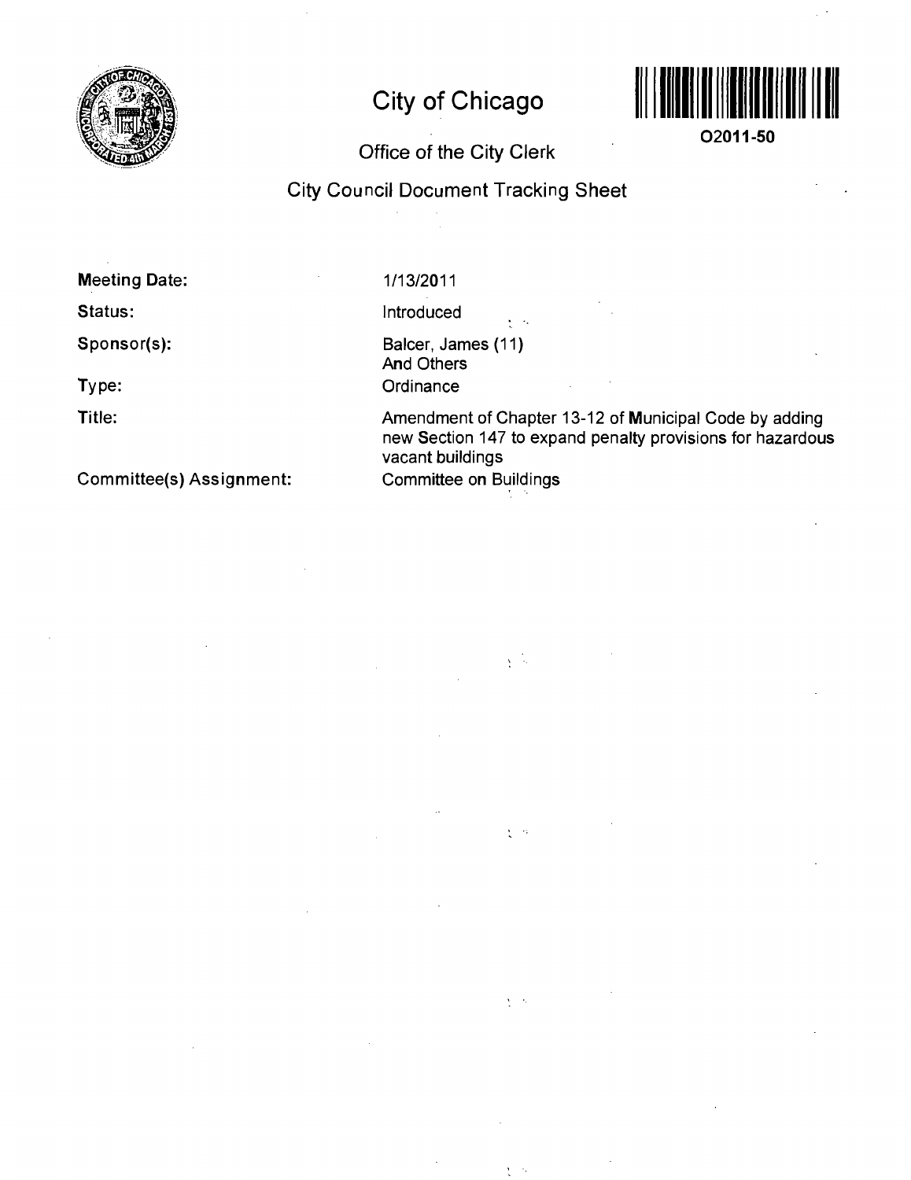# City of Chicago

O2011-50

## Office of the City Clerk

## City Council Document Tracking Sheet

**Meeting Date:** 1/13/2011

**Status:** Introduced

**Sponsor(s):** Balcer, James (11)
And Others

**Type:** Ordinance

**Title:** Amendment of Chapter 13-12 of Municipal Code by adding new Section 147 to expand penalty provisions for hazardous vacant buildings

**Committee(s) Assignment:** Committee on Buildings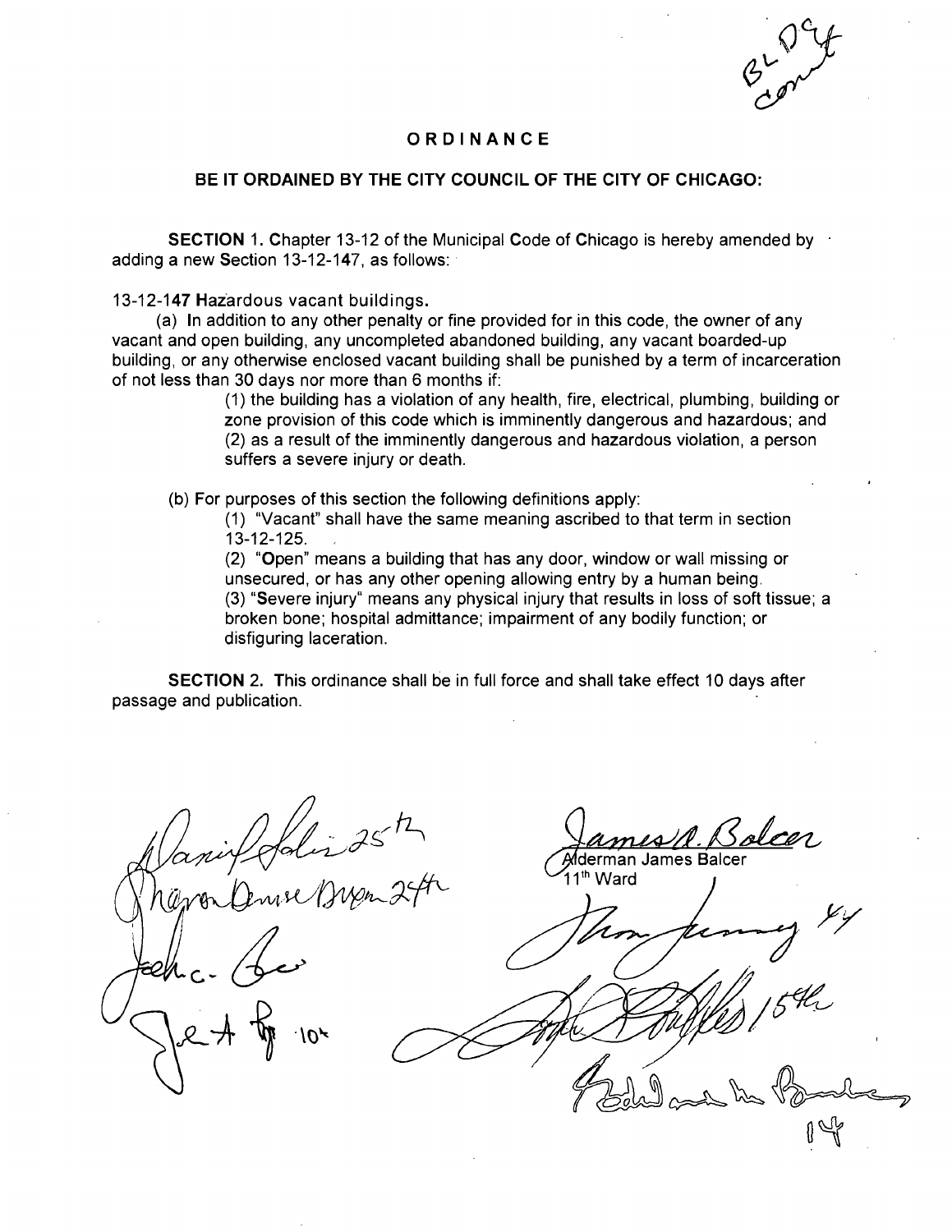# ORDINANCE

## BE IT ORDAINED BY THE CITY COUNCIL OF THE CITY OF CHICAGO:

**SECTION 1.** Chapter 13-12 of the Municipal Code of Chicago is hereby amended by adding a new Section 13-12-147, as follows:

**13-12-147 Hazardous vacant buildings.**

(a) In addition to any other penalty or fine provided for in this code, the owner of any vacant and open building, any uncompleted abandoned building, any vacant boarded-up building, or any otherwise enclosed vacant building shall be punished by a term of incarceration of not less than 30 days nor more than 6 months if:

(1) the building has a violation of any health, fire, electrical, plumbing, building or zone provision of this code which is imminently dangerous and hazardous; and

(2) as a result of the imminently dangerous and hazardous violation, a person suffers a severe injury or death.

(b) For purposes of this section the following definitions apply:

(1) "Vacant" shall have the same meaning ascribed to that term in section 13-12-125.

(2) "Open" means a building that has any door, window or wall missing or unsecured, or has any other opening allowing entry by a human being.

(3) "Severe injury" means any physical injury that results in loss of soft tissue; a broken bone; hospital admittance; impairment of any bodily function; or disfiguring laceration.

**SECTION 2.** This ordinance shall be in full force and shall take effect 10 days after passage and publication.

James A. Balcer
Alderman James Balcer
11th Ward